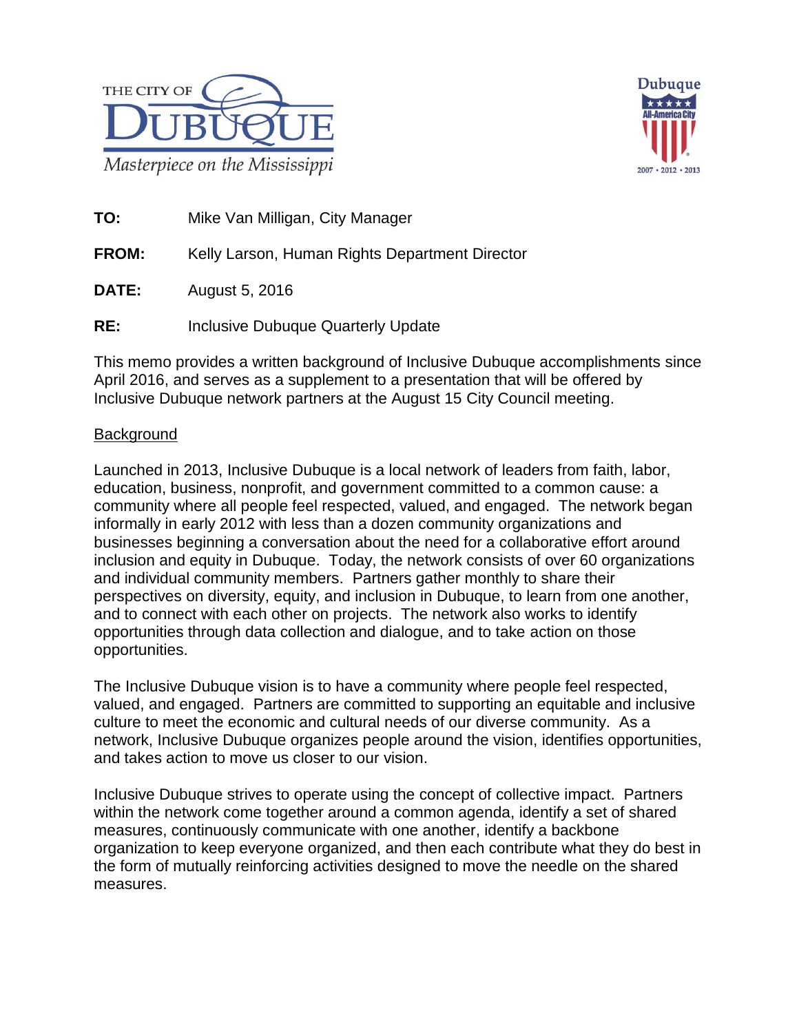**TO:** Mike Van Milligan, City Manager

**FROM:** Kelly Larson, Human Rights Department Director

**DATE:** August 5, 2016

**RE:** Inclusive Dubuque Quarterly Update

This memo provides a written background of Inclusive Dubuque accomplishments since April 2016, and serves as a supplement to a presentation that will be offered by Inclusive Dubuque network partners at the August 15 City Council meeting.

## Background

Launched in 2013, Inclusive Dubuque is a local network of leaders from faith, labor, education, business, nonprofit, and government committed to a common cause: a community where all people feel respected, valued, and engaged. The network began informally in early 2012 with less than a dozen community organizations and businesses beginning a conversation about the need for a collaborative effort around inclusion and equity in Dubuque. Today, the network consists of over 60 organizations and individual community members. Partners gather monthly to share their perspectives on diversity, equity, and inclusion in Dubuque, to learn from one another, and to connect with each other on projects. The network also works to identify opportunities through data collection and dialogue, and to take action on those opportunities.

The Inclusive Dubuque vision is to have a community where people feel respected, valued, and engaged. Partners are committed to supporting an equitable and inclusive culture to meet the economic and cultural needs of our diverse community. As a network, Inclusive Dubuque organizes people around the vision, identifies opportunities, and takes action to move us closer to our vision.

Inclusive Dubuque strives to operate using the concept of collective impact. Partners within the network come together around a common agenda, identify a set of shared measures, continuously communicate with one another, identify a backbone organization to keep everyone organized, and then each contribute what they do best in the form of mutually reinforcing activities designed to move the needle on the shared measures.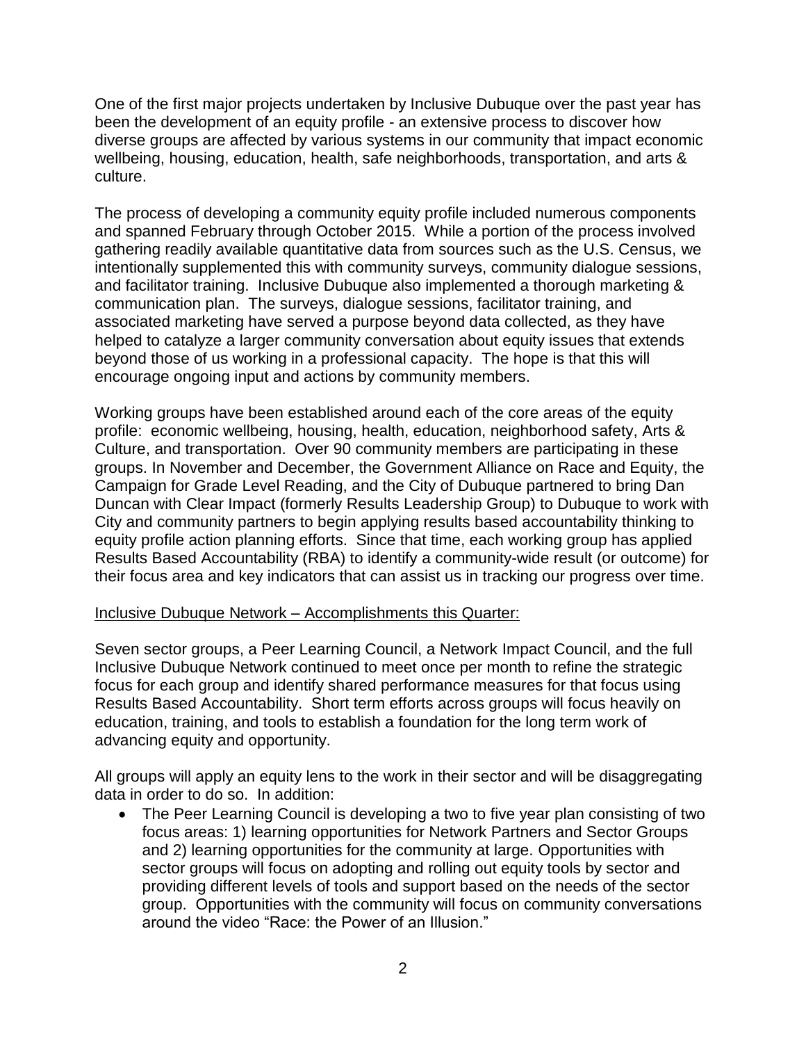One of the first major projects undertaken by Inclusive Dubuque over the past year has been the development of an equity profile - an extensive process to discover how diverse groups are affected by various systems in our community that impact economic wellbeing, housing, education, health, safe neighborhoods, transportation, and arts & culture.

The process of developing a community equity profile included numerous components and spanned February through October 2015. While a portion of the process involved gathering readily available quantitative data from sources such as the U.S. Census, we intentionally supplemented this with community surveys, community dialogue sessions, and facilitator training. Inclusive Dubuque also implemented a thorough marketing & communication plan. The surveys, dialogue sessions, facilitator training, and associated marketing have served a purpose beyond data collected, as they have helped to catalyze a larger community conversation about equity issues that extends beyond those of us working in a professional capacity. The hope is that this will encourage ongoing input and actions by community members.

Working groups have been established around each of the core areas of the equity profile: economic wellbeing, housing, health, education, neighborhood safety, Arts & Culture, and transportation. Over 90 community members are participating in these groups. In November and December, the Government Alliance on Race and Equity, the Campaign for Grade Level Reading, and the City of Dubuque partnered to bring Dan Duncan with Clear Impact (formerly Results Leadership Group) to Dubuque to work with City and community partners to begin applying results based accountability thinking to equity profile action planning efforts. Since that time, each working group has applied Results Based Accountability (RBA) to identify a community-wide result (or outcome) for their focus area and key indicators that can assist us in tracking our progress over time.

<u>Inclusive Dubuque Network – Accomplishments this Quarter:</u>

Seven sector groups, a Peer Learning Council, a Network Impact Council, and the full Inclusive Dubuque Network continued to meet once per month to refine the strategic focus for each group and identify shared performance measures for that focus using Results Based Accountability. Short term efforts across groups will focus heavily on education, training, and tools to establish a foundation for the long term work of advancing equity and opportunity.

All groups will apply an equity lens to the work in their sector and will be disaggregating data in order to do so. In addition:

- The Peer Learning Council is developing a two to five year plan consisting of two focus areas: 1) learning opportunities for Network Partners and Sector Groups and 2) learning opportunities for the community at large. Opportunities with sector groups will focus on adopting and rolling out equity tools by sector and providing different levels of tools and support based on the needs of the sector group. Opportunities with the community will focus on community conversations around the video "Race: the Power of an Illusion."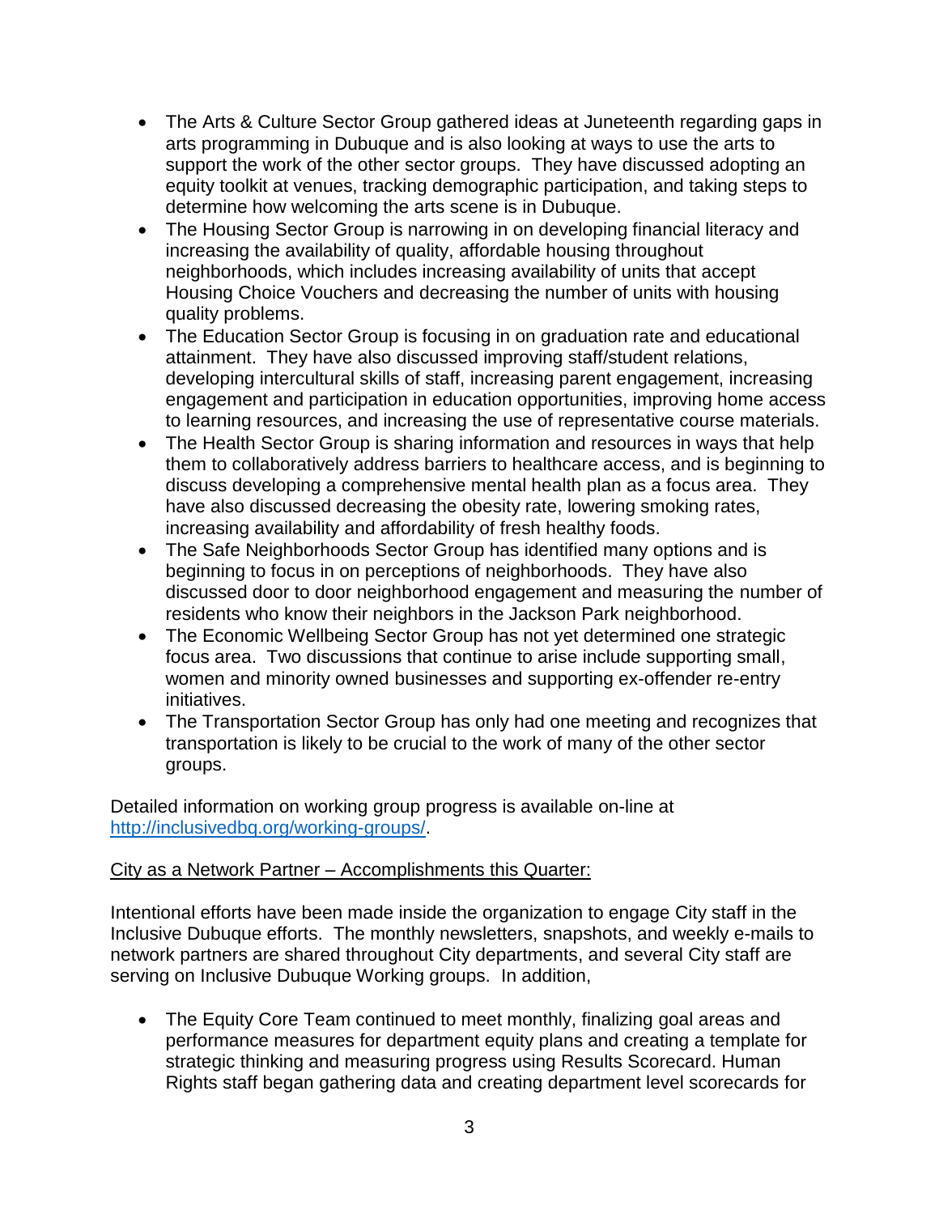- The Arts & Culture Sector Group gathered ideas at Juneteenth regarding gaps in arts programming in Dubuque and is also looking at ways to use the arts to support the work of the other sector groups. They have discussed adopting an equity toolkit at venues, tracking demographic participation, and taking steps to determine how welcoming the arts scene is in Dubuque.
- The Housing Sector Group is narrowing in on developing financial literacy and increasing the availability of quality, affordable housing throughout neighborhoods, which includes increasing availability of units that accept Housing Choice Vouchers and decreasing the number of units with housing quality problems.
- The Education Sector Group is focusing in on graduation rate and educational attainment. They have also discussed improving staff/student relations, developing intercultural skills of staff, increasing parent engagement, increasing engagement and participation in education opportunities, improving home access to learning resources, and increasing the use of representative course materials.
- The Health Sector Group is sharing information and resources in ways that help them to collaboratively address barriers to healthcare access, and is beginning to discuss developing a comprehensive mental health plan as a focus area. They have also discussed decreasing the obesity rate, lowering smoking rates, increasing availability and affordability of fresh healthy foods.
- The Safe Neighborhoods Sector Group has identified many options and is beginning to focus in on perceptions of neighborhoods. They have also discussed door to door neighborhood engagement and measuring the number of residents who know their neighbors in the Jackson Park neighborhood.
- The Economic Wellbeing Sector Group has not yet determined one strategic focus area. Two discussions that continue to arise include supporting small, women and minority owned businesses and supporting ex-offender re-entry initiatives.
- The Transportation Sector Group has only had one meeting and recognizes that transportation is likely to be crucial to the work of many of the other sector groups.

Detailed information on working group progress is available on-line at http://inclusivedbq.org/working-groups/.

<u>City as a Network Partner – Accomplishments this Quarter:</u>

Intentional efforts have been made inside the organization to engage City staff in the Inclusive Dubuque efforts. The monthly newsletters, snapshots, and weekly e-mails to network partners are shared throughout City departments, and several City staff are serving on Inclusive Dubuque Working groups. In addition,

- The Equity Core Team continued to meet monthly, finalizing goal areas and performance measures for department equity plans and creating a template for strategic thinking and measuring progress using Results Scorecard. Human Rights staff began gathering data and creating department level scorecards for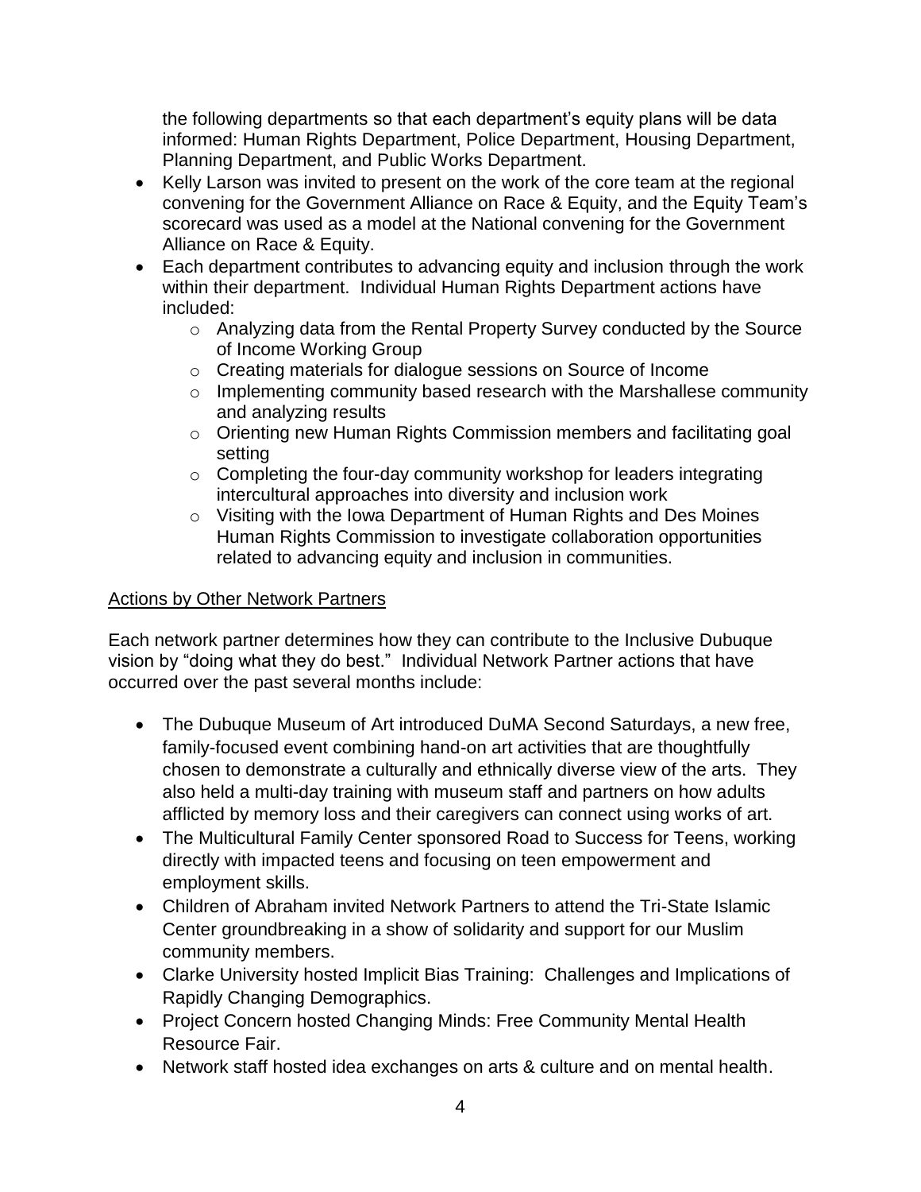the following departments so that each department's equity plans will be data informed: Human Rights Department, Police Department, Housing Department, Planning Department, and Public Works Department.

- Kelly Larson was invited to present on the work of the core team at the regional convening for the Government Alliance on Race & Equity, and the Equity Team's scorecard was used as a model at the National convening for the Government Alliance on Race & Equity.
- Each department contributes to advancing equity and inclusion through the work within their department. Individual Human Rights Department actions have included:
  - Analyzing data from the Rental Property Survey conducted by the Source of Income Working Group
  - Creating materials for dialogue sessions on Source of Income
  - Implementing community based research with the Marshallese community and analyzing results
  - Orienting new Human Rights Commission members and facilitating goal setting
  - Completing the four-day community workshop for leaders integrating intercultural approaches into diversity and inclusion work
  - Visiting with the Iowa Department of Human Rights and Des Moines Human Rights Commission to investigate collaboration opportunities related to advancing equity and inclusion in communities.

<u>Actions by Other Network Partners</u>

Each network partner determines how they can contribute to the Inclusive Dubuque vision by "doing what they do best." Individual Network Partner actions that have occurred over the past several months include:

- The Dubuque Museum of Art introduced DuMA Second Saturdays, a new free, family-focused event combining hand-on art activities that are thoughtfully chosen to demonstrate a culturally and ethnically diverse view of the arts. They also held a multi-day training with museum staff and partners on how adults afflicted by memory loss and their caregivers can connect using works of art.
- The Multicultural Family Center sponsored Road to Success for Teens, working directly with impacted teens and focusing on teen empowerment and employment skills.
- Children of Abraham invited Network Partners to attend the Tri-State Islamic Center groundbreaking in a show of solidarity and support for our Muslim community members.
- Clarke University hosted Implicit Bias Training: Challenges and Implications of Rapidly Changing Demographics.
- Project Concern hosted Changing Minds: Free Community Mental Health Resource Fair.
- Network staff hosted idea exchanges on arts & culture and on mental health.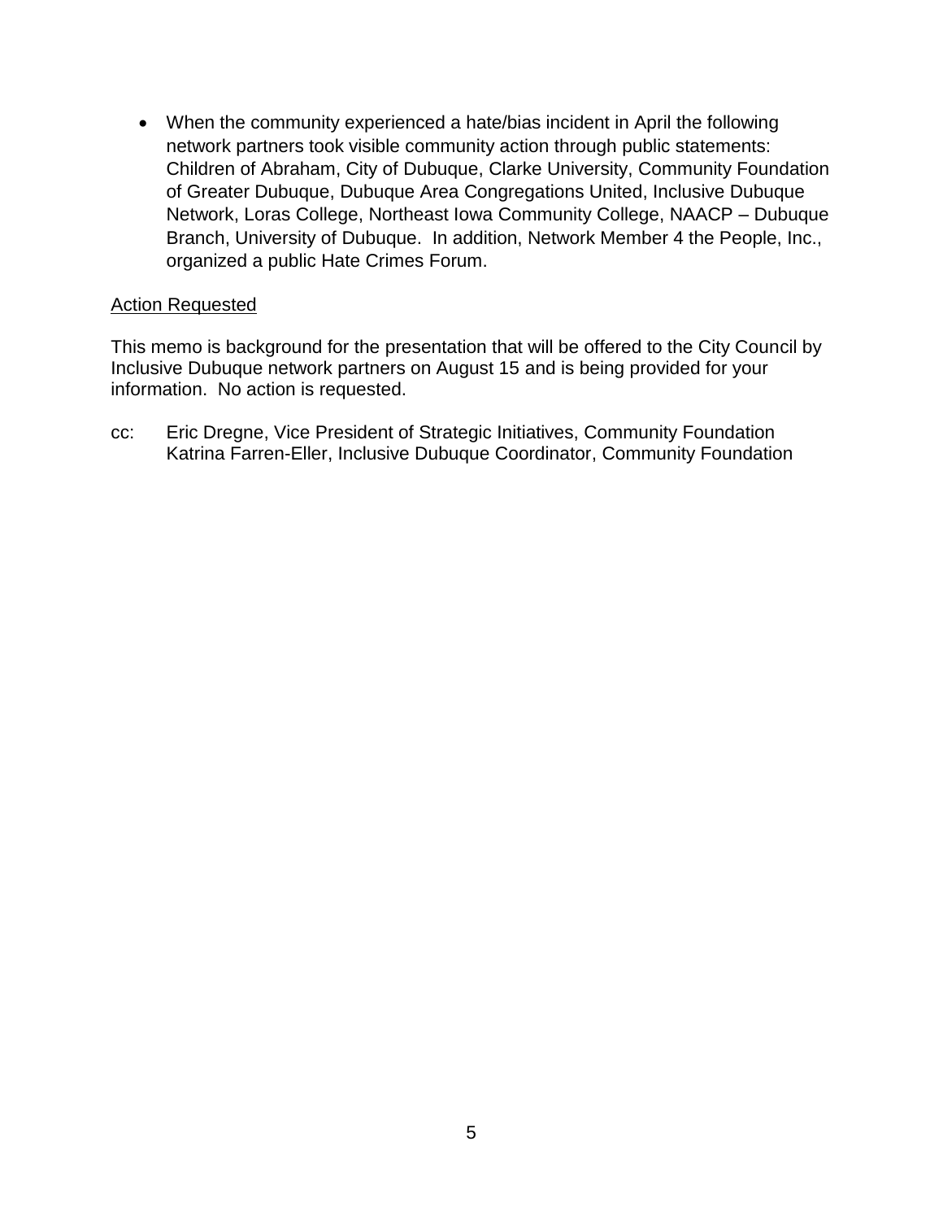- When the community experienced a hate/bias incident in April the following network partners took visible community action through public statements: Children of Abraham, City of Dubuque, Clarke University, Community Foundation of Greater Dubuque, Dubuque Area Congregations United, Inclusive Dubuque Network, Loras College, Northeast Iowa Community College, NAACP – Dubuque Branch, University of Dubuque. In addition, Network Member 4 the People, Inc., organized a public Hate Crimes Forum.

<u>Action Requested</u>

This memo is background for the presentation that will be offered to the City Council by Inclusive Dubuque network partners on August 15 and is being provided for your information. No action is requested.

cc: Eric Dregne, Vice President of Strategic Initiatives, Community Foundation
Katrina Farren-Eller, Inclusive Dubuque Coordinator, Community Foundation